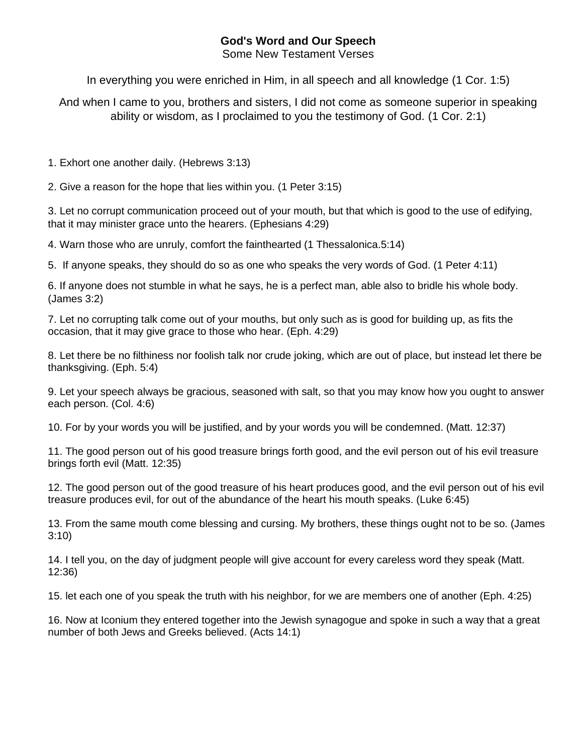# God's Word and Our Speech

Some New Testament Verses

In everything you were enriched in Him, in all speech and all knowledge (1 Cor. 1:5)

And when I came to you, brothers and sisters, I did not come as someone superior in speaking ability or wisdom, as I proclaimed to you the testimony of God. (1 Cor. 2:1)

1. Exhort one another daily. (Hebrews 3:13)

2. Give a reason for the hope that lies within you. (1 Peter 3:15)

3. Let no corrupt communication proceed out of your mouth, but that which is good to the use of edifying, that it may minister grace unto the hearers. (Ephesians 4:29)

4. Warn those who are unruly, comfort the fainthearted (1 Thessalonica.5:14)

5. If anyone speaks, they should do so as one who speaks the very words of God. (1 Peter 4:11)

6. If anyone does not stumble in what he says, he is a perfect man, able also to bridle his whole body. (James 3:2)

7. Let no corrupting talk come out of your mouths, but only such as is good for building up, as fits the occasion, that it may give grace to those who hear. (Eph. 4:29)

8. Let there be no filthiness nor foolish talk nor crude joking, which are out of place, but instead let there be thanksgiving. (Eph. 5:4)

9. Let your speech always be gracious, seasoned with salt, so that you may know how you ought to answer each person. (Col. 4:6)

10. For by your words you will be justified, and by your words you will be condemned. (Matt. 12:37)

11. The good person out of his good treasure brings forth good, and the evil person out of his evil treasure brings forth evil (Matt. 12:35)

12. The good person out of the good treasure of his heart produces good, and the evil person out of his evil treasure produces evil, for out of the abundance of the heart his mouth speaks. (Luke 6:45)

13. From the same mouth come blessing and cursing. My brothers, these things ought not to be so. (James 3:10)

14. I tell you, on the day of judgment people will give account for every careless word they speak (Matt. 12:36)

15. let each one of you speak the truth with his neighbor, for we are members one of another (Eph. 4:25)

16. Now at Iconium they entered together into the Jewish synagogue and spoke in such a way that a great number of both Jews and Greeks believed. (Acts 14:1)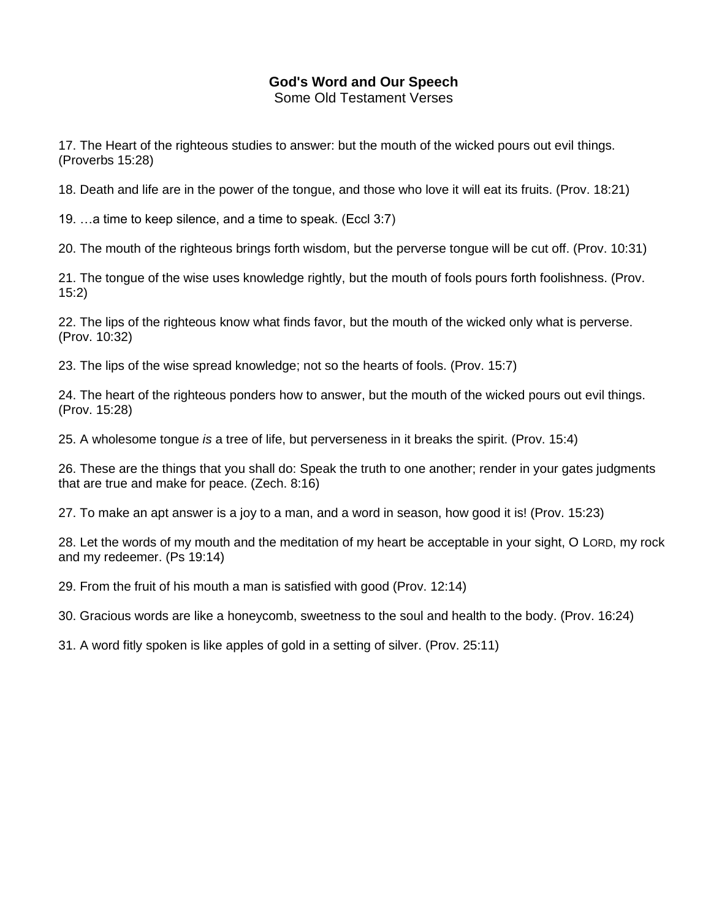**God's Word and Our Speech**
Some Old Testament Verses

17. The Heart of the righteous studies to answer: but the mouth of the wicked pours out evil things. (Proverbs 15:28)

18. Death and life are in the power of the tongue, and those who love it will eat its fruits. (Prov. 18:21)

19. …a time to keep silence, and a time to speak. (Eccl 3:7)

20. The mouth of the righteous brings forth wisdom, but the perverse tongue will be cut off. (Prov. 10:31)

21. The tongue of the wise uses knowledge rightly, but the mouth of fools pours forth foolishness. (Prov. 15:2)

22. The lips of the righteous know what finds favor, but the mouth of the wicked only what is perverse. (Prov. 10:32)

23. The lips of the wise spread knowledge; not so the hearts of fools. (Prov. 15:7)

24. The heart of the righteous ponders how to answer, but the mouth of the wicked pours out evil things. (Prov. 15:28)

25. A wholesome tongue *is* a tree of life, but perverseness in it breaks the spirit. (Prov. 15:4)

26. These are the things that you shall do: Speak the truth to one another; render in your gates judgments that are true and make for peace. (Zech. 8:16)

27. To make an apt answer is a joy to a man, and a word in season, how good it is! (Prov. 15:23)

28. Let the words of my mouth and the meditation of my heart be acceptable in your sight, O LORD, my rock and my redeemer. (Ps 19:14)

29. From the fruit of his mouth a man is satisfied with good (Prov. 12:14)

30. Gracious words are like a honeycomb, sweetness to the soul and health to the body. (Prov. 16:24)

31. A word fitly spoken is like apples of gold in a setting of silver. (Prov. 25:11)